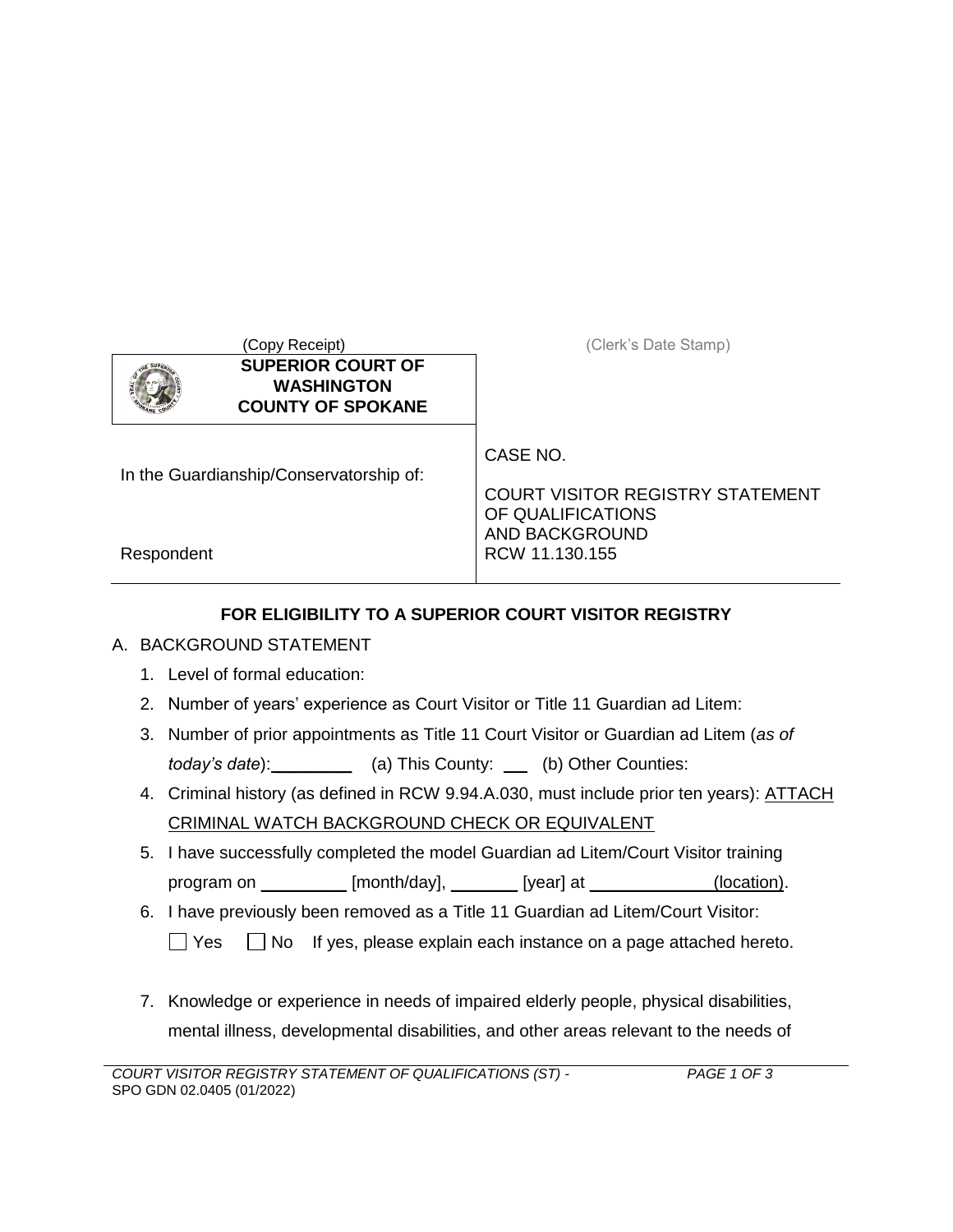(Copy Receipt) (Clerk's Date Stamp)

| **SUPERIOR COURT OF WASHINGTON COUNTY OF SPOKANE** | |
|---|---|
| In the Guardianship/Conservatorship of:<br><br>Respondent | CASE NO.<br><br>COURT VISITOR REGISTRY STATEMENT OF QUALIFICATIONS AND BACKGROUND<br>RCW 11.130.155 |

**FOR ELIGIBILITY TO A SUPERIOR COURT VISITOR REGISTRY**

A. BACKGROUND STATEMENT

1. Level of formal education:
2. Number of years' experience as Court Visitor or Title 11 Guardian ad Litem:
3. Number of prior appointments as Title 11 Court Visitor or Guardian ad Litem (*as of today's date*):\_\_\_\_\_\_\_\_\_ (a) This County: \_\_\_ (b) Other Counties:
4. Criminal history (as defined in RCW 9.94.A.030, must include prior ten years): ATTACH CRIMINAL WATCH BACKGROUND CHECK OR EQUIVALENT
5. I have successfully completed the model Guardian ad Litem/Court Visitor training program on \_\_\_\_\_\_\_\_\_ [month/day], \_\_\_\_\_\_\_ [year] at \_\_\_\_\_\_\_\_\_\_\_\_\_(location).
6. I have previously been removed as a Title 11 Guardian ad Litem/Court Visitor:

   ☐ Yes ☐ No If yes, please explain each instance on a page attached hereto.

7. Knowledge or experience in needs of impaired elderly people, physical disabilities, mental illness, developmental disabilities, and other areas relevant to the needs of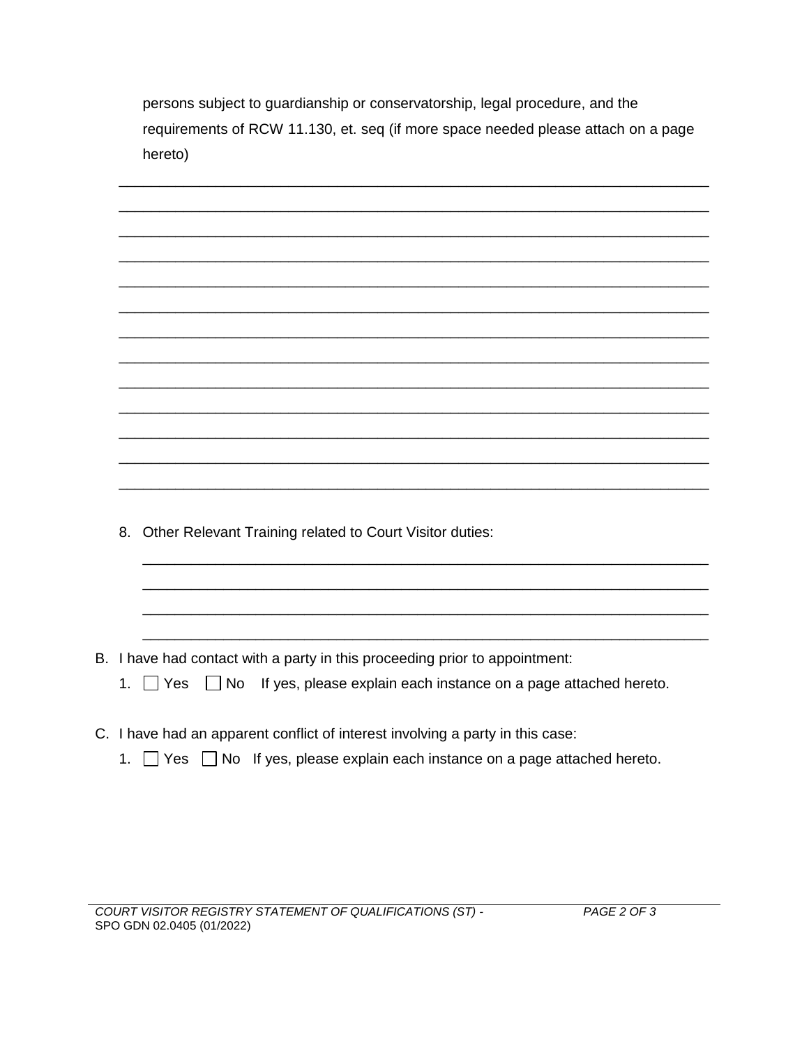persons subject to guardianship or conservatorship, legal procedure, and the requirements of RCW 11.130, et. seq (if more space needed please attach on a page hereto)

_______________________________________________________________________

_______________________________________________________________________

_______________________________________________________________________

_______________________________________________________________________

_______________________________________________________________________

_______________________________________________________________________

_______________________________________________________________________

_______________________________________________________________________

_______________________________________________________________________

_______________________________________________________________________

_______________________________________________________________________

_______________________________________________________________________

_______________________________________________________________________

8. Other Relevant Training related to Court Visitor duties:

   _______________________________________________________________________

   _______________________________________________________________________

   _______________________________________________________________________

   _______________________________________________________________________

B. I have had contact with a party in this proceeding prior to appointment:

   1. ☐ Yes ☐ No If yes, please explain each instance on a page attached hereto.

C. I have had an apparent conflict of interest involving a party in this case:

   1. ☐ Yes ☐ No If yes, please explain each instance on a page attached hereto.

*COURT VISITOR REGISTRY STATEMENT OF QUALIFICATIONS (ST) -*
SPO GDN 02.0405 (01/2022)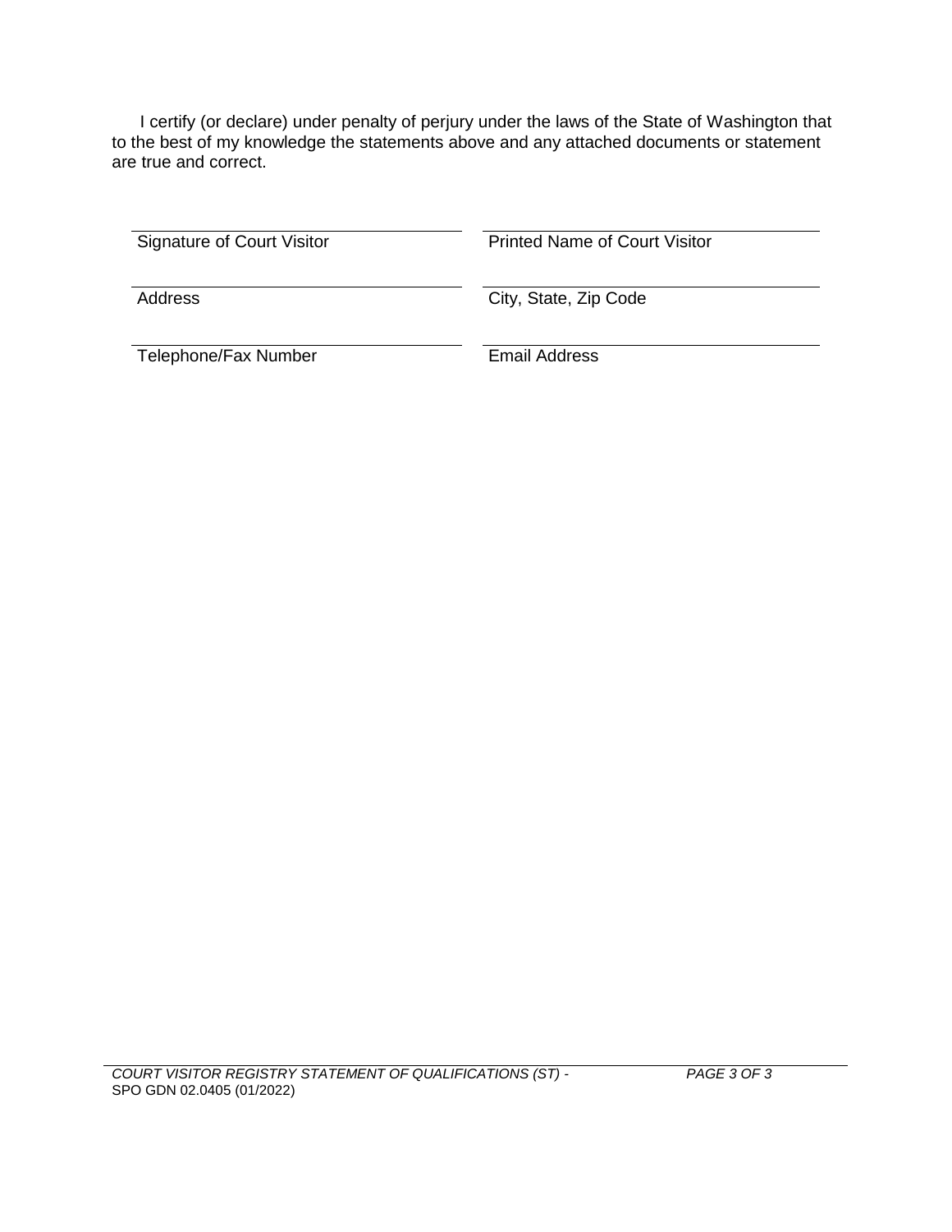I certify (or declare) under penalty of perjury under the laws of the State of Washington that to the best of my knowledge the statements above and any attached documents or statement are true and correct.

| | |
|---|---|
| Signature of Court Visitor | Printed Name of Court Visitor |
| Address | City, State, Zip Code |
| Telephone/Fax Number | Email Address |

*COURT VISITOR REGISTRY STATEMENT OF QUALIFICATIONS (ST) -*
SPO GDN 02.0405 (01/2022)